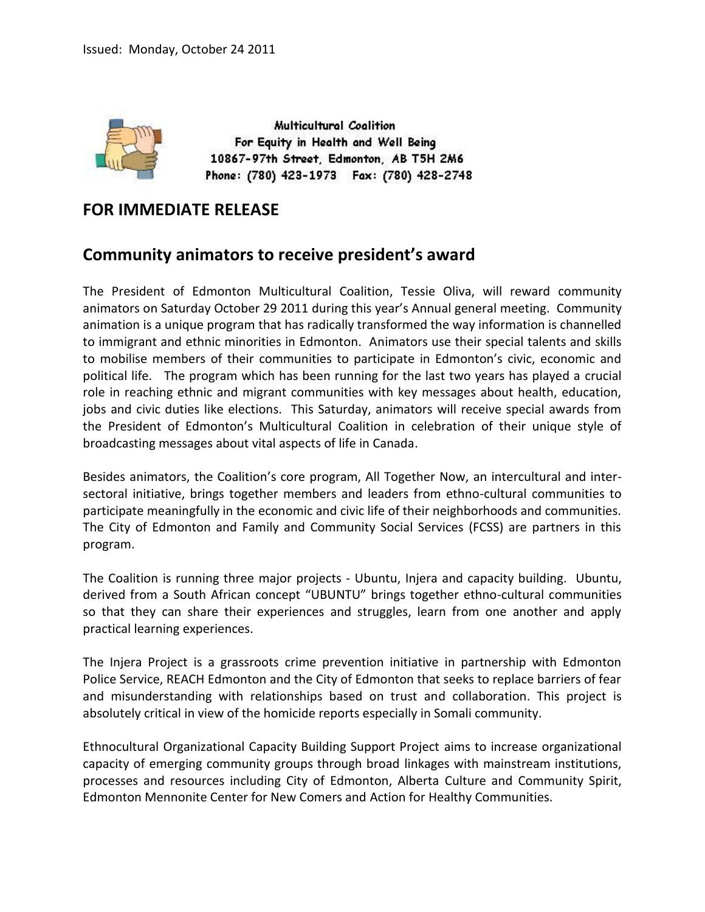Issued: Monday, October 24 2011

Multicultural Coalition
For Equity in Health and Well Being
10867-97th Street, Edmonton, AB T5H 2M6
Phone: (780) 423-1973 Fax: (780) 428-2748

## FOR IMMEDIATE RELEASE

## Community animators to receive president's award

The President of Edmonton Multicultural Coalition, Tessie Oliva, will reward community animators on Saturday October 29 2011 during this year's Annual general meeting. Community animation is a unique program that has radically transformed the way information is channelled to immigrant and ethnic minorities in Edmonton. Animators use their special talents and skills to mobilise members of their communities to participate in Edmonton's civic, economic and political life. The program which has been running for the last two years has played a crucial role in reaching ethnic and migrant communities with key messages about health, education, jobs and civic duties like elections. This Saturday, animators will receive special awards from the President of Edmonton's Multicultural Coalition in celebration of their unique style of broadcasting messages about vital aspects of life in Canada.

Besides animators, the Coalition's core program, All Together Now, an intercultural and inter-sectoral initiative, brings together members and leaders from ethno-cultural communities to participate meaningfully in the economic and civic life of their neighborhoods and communities. The City of Edmonton and Family and Community Social Services (FCSS) are partners in this program.

The Coalition is running three major projects - Ubuntu, Injera and capacity building. Ubuntu, derived from a South African concept "UBUNTU" brings together ethno-cultural communities so that they can share their experiences and struggles, learn from one another and apply practical learning experiences.

The Injera Project is a grassroots crime prevention initiative in partnership with Edmonton Police Service, REACH Edmonton and the City of Edmonton that seeks to replace barriers of fear and misunderstanding with relationships based on trust and collaboration. This project is absolutely critical in view of the homicide reports especially in Somali community.

Ethnocultural Organizational Capacity Building Support Project aims to increase organizational capacity of emerging community groups through broad linkages with mainstream institutions, processes and resources including City of Edmonton, Alberta Culture and Community Spirit, Edmonton Mennonite Center for New Comers and Action for Healthy Communities.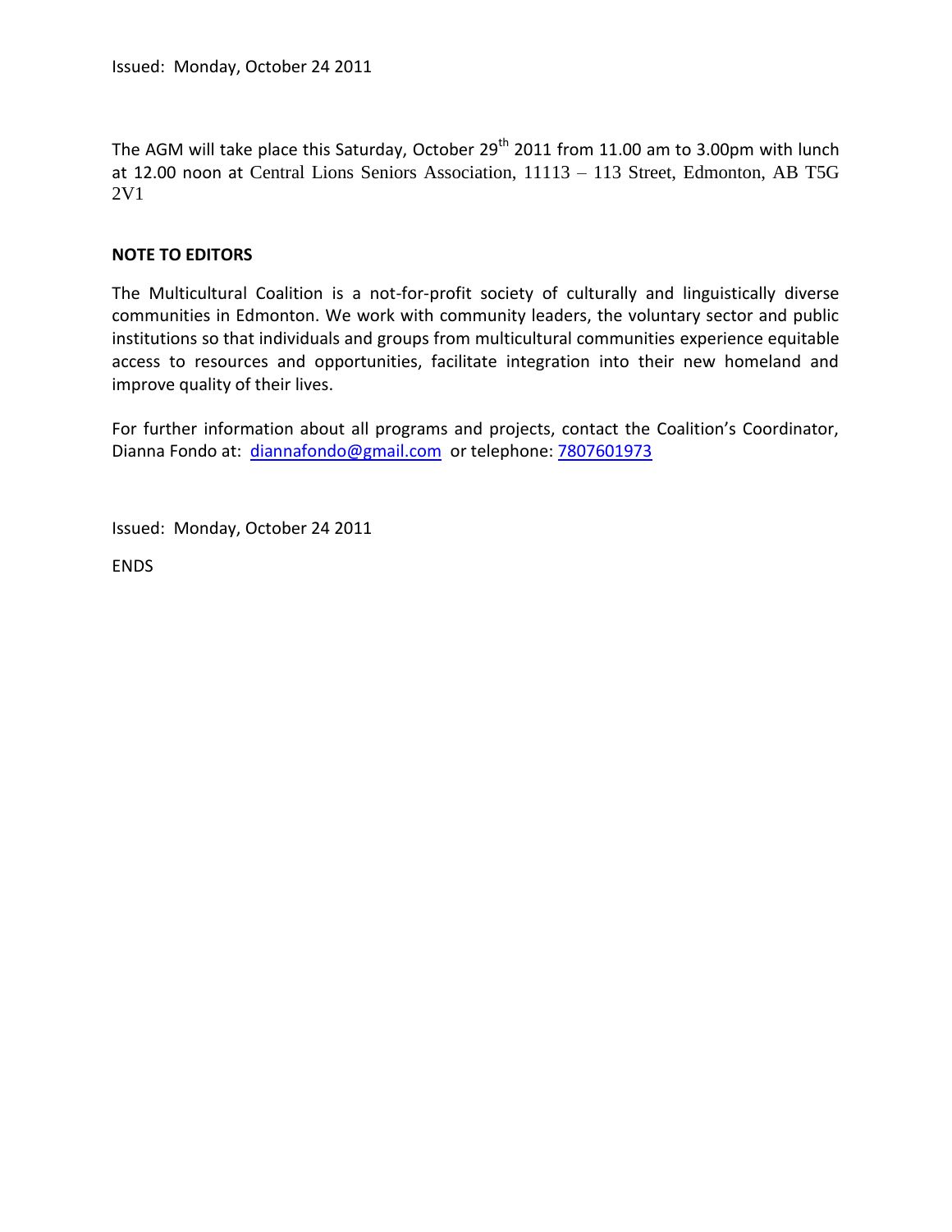Issued: Monday, October 24 2011

The AGM will take place this Saturday, October 29th 2011 from 11.00 am to 3.00pm with lunch at 12.00 noon at Central Lions Seniors Association, 11113 – 113 Street, Edmonton, AB T5G 2V1

**NOTE TO EDITORS**

The Multicultural Coalition is a not-for-profit society of culturally and linguistically diverse communities in Edmonton. We work with community leaders, the voluntary sector and public institutions so that individuals and groups from multicultural communities experience equitable access to resources and opportunities, facilitate integration into their new homeland and improve quality of their lives.

For further information about all programs and projects, contact the Coalition's Coordinator, Dianna Fondo at: diannafondo@gmail.com or telephone: 7807601973

Issued: Monday, October 24 2011

ENDS